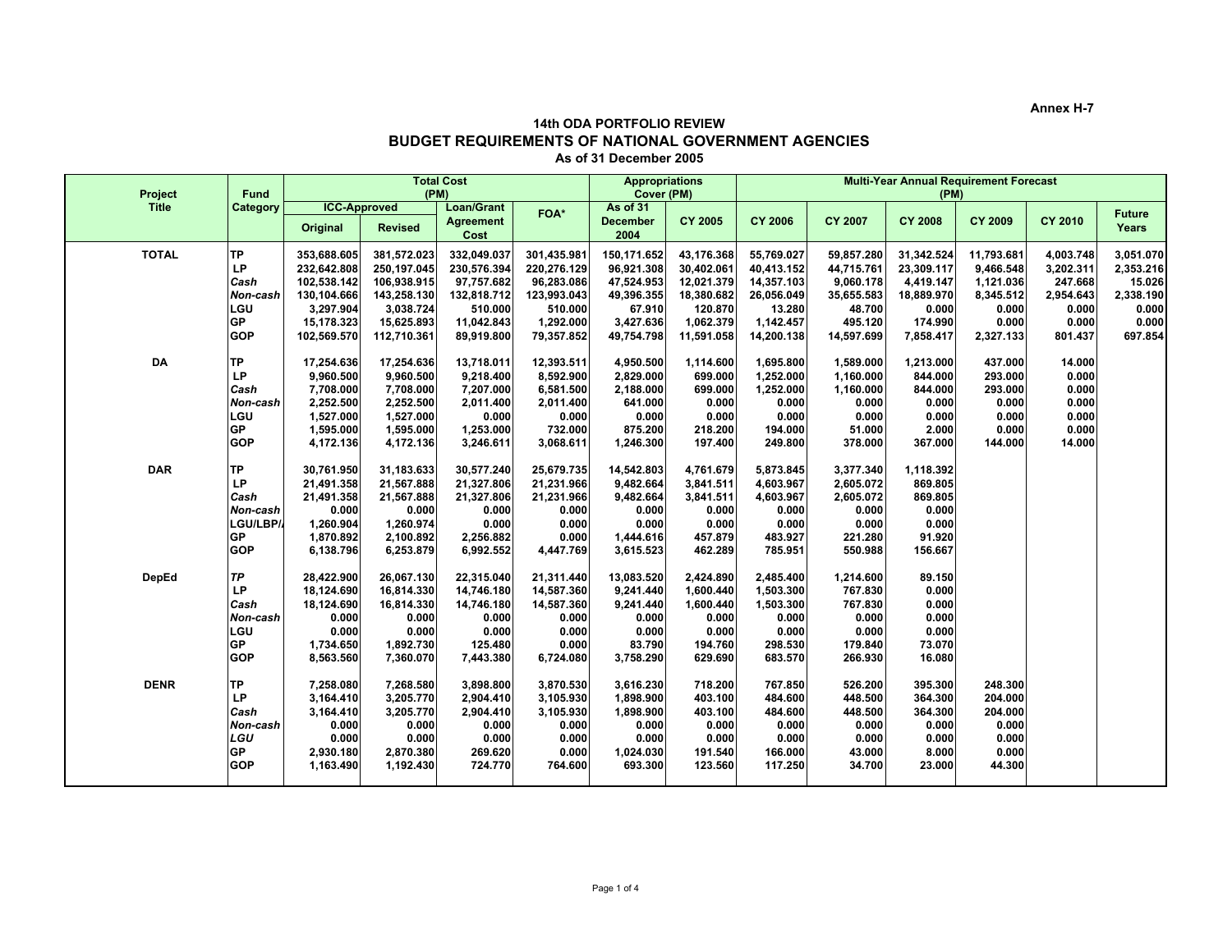Annex H-7

## 14th ODA PORTFOLIO REVIEW
## BUDGET REQUIREMENTS OF NATIONAL GOVERNMENT AGENCIES
### As of 31 December 2005

| Project Title | Fund Category | Total Cost (PM) | | | | Appropriations Cover (PM) | | Multi-Year Annual Requirement Forecast (PM) | | | | | |
|---|---|---|---|---|---|---|---|---|---|---|---|---|---|
| | | ICC-Approved | | Loan/Grant Agreement Cost | FOA* | As of 31 December 2004 | CY 2005 | CY 2006 | CY 2007 | CY 2008 | CY 2009 | CY 2010 | Future Years |
| | | Original | Revised | | | | | | | | | | |
| **TOTAL** | **TP** | **353,688.605** | **381,572.023** | **332,049.037** | **301,435.981** | **150,171.652** | **43,176.368** | **55,769.027** | **59,857.280** | **31,342.524** | **11,793.681** | **4,003.748** | **3,051.070** |
| | **LP** | **232,642.808** | **250,197.045** | **230,576.394** | **220,276.129** | **96,921.308** | **30,402.061** | **40,413.152** | **44,715.761** | **23,309.117** | **9,466.548** | **3,202.311** | **2,353.216** |
| | ***Cash*** | **102,538.142** | **106,938.915** | **97,757.682** | **96,283.086** | **47,524.953** | **12,021.379** | **14,357.103** | **9,060.178** | **4,419.147** | **1,121.036** | **247.668** | **15.026** |
| | ***Non-cash*** | **130,104.666** | **143,258.130** | **132,818.712** | **123,993.043** | **49,396.355** | **18,380.682** | **26,056.049** | **35,655.583** | **18,889.970** | **8,345.512** | **2,954.643** | **2,338.190** |
| | **LGU** | **3,297.904** | **3,038.724** | **510.000** | **510.000** | **67.910** | **120.870** | **13.280** | **48.700** | **0.000** | **0.000** | **0.000** | **0.000** |
| | **GP** | **15,178.323** | **15,625.893** | **11,042.843** | **1,292.000** | **3,427.636** | **1,062.379** | **1,142.457** | **495.120** | **174.990** | **0.000** | **0.000** | **0.000** |
| | **GOP** | **102,569.570** | **112,710.361** | **89,919.800** | **79,357.852** | **49,754.798** | **11,591.058** | **14,200.138** | **14,597.699** | **7,858.417** | **2,327.133** | **801.437** | **697.854** |
| **DA** | **TP** | **17,254.636** | **17,254.636** | **13,718.011** | **12,393.511** | **4,950.500** | **1,114.600** | **1,695.800** | **1,589.000** | **1,213.000** | **437.000** | **14.000** | |
| | **LP** | **9,960.500** | **9,960.500** | **9,218.400** | **8,592.900** | **2,829.000** | **699.000** | **1,252.000** | **1,160.000** | **844.000** | **293.000** | **0.000** | |
| | ***Cash*** | **7,708.000** | **7,708.000** | **7,207.000** | **6,581.500** | **2,188.000** | **699.000** | **1,252.000** | **1,160.000** | **844.000** | **293.000** | **0.000** | |
| | ***Non-cash*** | **2,252.500** | **2,252.500** | **2,011.400** | **2,011.400** | **641.000** | **0.000** | **0.000** | **0.000** | **0.000** | **0.000** | **0.000** | |
| | **LGU** | **1,527.000** | **1,527.000** | **0.000** | **0.000** | **0.000** | **0.000** | **0.000** | **0.000** | **0.000** | **0.000** | **0.000** | |
| | **GP** | **1,595.000** | **1,595.000** | **1,253.000** | **732.000** | **875.200** | **218.200** | **194.000** | **51.000** | **2.000** | **0.000** | **0.000** | |
| | **GOP** | **4,172.136** | **4,172.136** | **3,246.611** | **3,068.611** | **1,246.300** | **197.400** | **249.800** | **378.000** | **367.000** | **144.000** | **14.000** | |
| **DAR** | **TP** | **30,761.950** | **31,183.633** | **30,577.240** | **25,679.735** | **14,542.803** | **4,761.679** | **5,873.845** | **3,377.340** | **1,118.392** | | | |
| | **LP** | **21,491.358** | **21,567.888** | **21,327.806** | **21,231.966** | **9,482.664** | **3,841.511** | **4,603.967** | **2,605.072** | **869.805** | | | |
| | ***Cash*** | **21,491.358** | **21,567.888** | **21,327.806** | **21,231.966** | **9,482.664** | **3,841.511** | **4,603.967** | **2,605.072** | **869.805** | | | |
| | ***Non-cash*** | **0.000** | **0.000** | **0.000** | **0.000** | **0.000** | **0.000** | **0.000** | **0.000** | **0.000** | | | |
| | **LGU/LBP/** | **1,260.904** | **1,260.974** | **0.000** | **0.000** | **0.000** | **0.000** | **0.000** | **0.000** | **0.000** | | | |
| | **GP** | **1,870.892** | **2,100.892** | **2,256.882** | **0.000** | **1,444.616** | **457.879** | **483.927** | **221.280** | **91.920** | | | |
| | **GOP** | **6,138.796** | **6,253.879** | **6,992.552** | **4,447.769** | **3,615.523** | **462.289** | **785.951** | **550.988** | **156.667** | | | |
| **DepEd** | ***TP*** | **28,422.900** | **26,067.130** | **22,315.040** | **21,311.440** | **13,083.520** | **2,424.890** | **2,485.400** | **1,214.600** | **89.150** | | | |
| | **LP** | **18,124.690** | **16,814.330** | **14,746.180** | **14,587.360** | **9,241.440** | **1,600.440** | **1,503.300** | **767.830** | **0.000** | | | |
| | ***Cash*** | **18,124.690** | **16,814.330** | **14,746.180** | **14,587.360** | **9,241.440** | **1,600.440** | **1,503.300** | **767.830** | **0.000** | | | |
| | ***Non-cash*** | **0.000** | **0.000** | **0.000** | **0.000** | **0.000** | **0.000** | **0.000** | **0.000** | **0.000** | | | |
| | **LGU** | **0.000** | **0.000** | **0.000** | **0.000** | **0.000** | **0.000** | **0.000** | **0.000** | **0.000** | | | |
| | **GP** | **1,734.650** | **1,892.730** | **125.480** | **0.000** | **83.790** | **194.760** | **298.530** | **179.840** | **73.070** | | | |
| | **GOP** | **8,563.560** | **7,360.070** | **7,443.380** | **6,724.080** | **3,758.290** | **629.690** | **683.570** | **266.930** | **16.080** | | | |
| **DENR** | **TP** | **7,258.080** | **7,268.580** | **3,898.800** | **3,870.530** | **3,616.230** | **718.200** | **767.850** | **526.200** | **395.300** | **248.300** | | |
| | **LP** | **3,164.410** | **3,205.770** | **2,904.410** | **3,105.930** | **1,898.900** | **403.100** | **484.600** | **448.500** | **364.300** | **204.000** | | |
| | ***Cash*** | **3,164.410** | **3,205.770** | **2,904.410** | **3,105.930** | **1,898.900** | **403.100** | **484.600** | **448.500** | **364.300** | **204.000** | | |
| | ***Non-cash*** | **0.000** | **0.000** | **0.000** | **0.000** | **0.000** | **0.000** | **0.000** | **0.000** | **0.000** | **0.000** | | |
| | ***LGU*** | **0.000** | **0.000** | **0.000** | **0.000** | **0.000** | **0.000** | **0.000** | **0.000** | **0.000** | **0.000** | | |
| | **GP** | **2,930.180** | **2,870.380** | **269.620** | **0.000** | **1,024.030** | **191.540** | **166.000** | **43.000** | **8.000** | **0.000** | | |
| | **GOP** | **1,163.490** | **1,192.430** | **724.770** | **764.600** | **693.300** | **123.560** | **117.250** | **34.700** | **23.000** | **44.300** | | |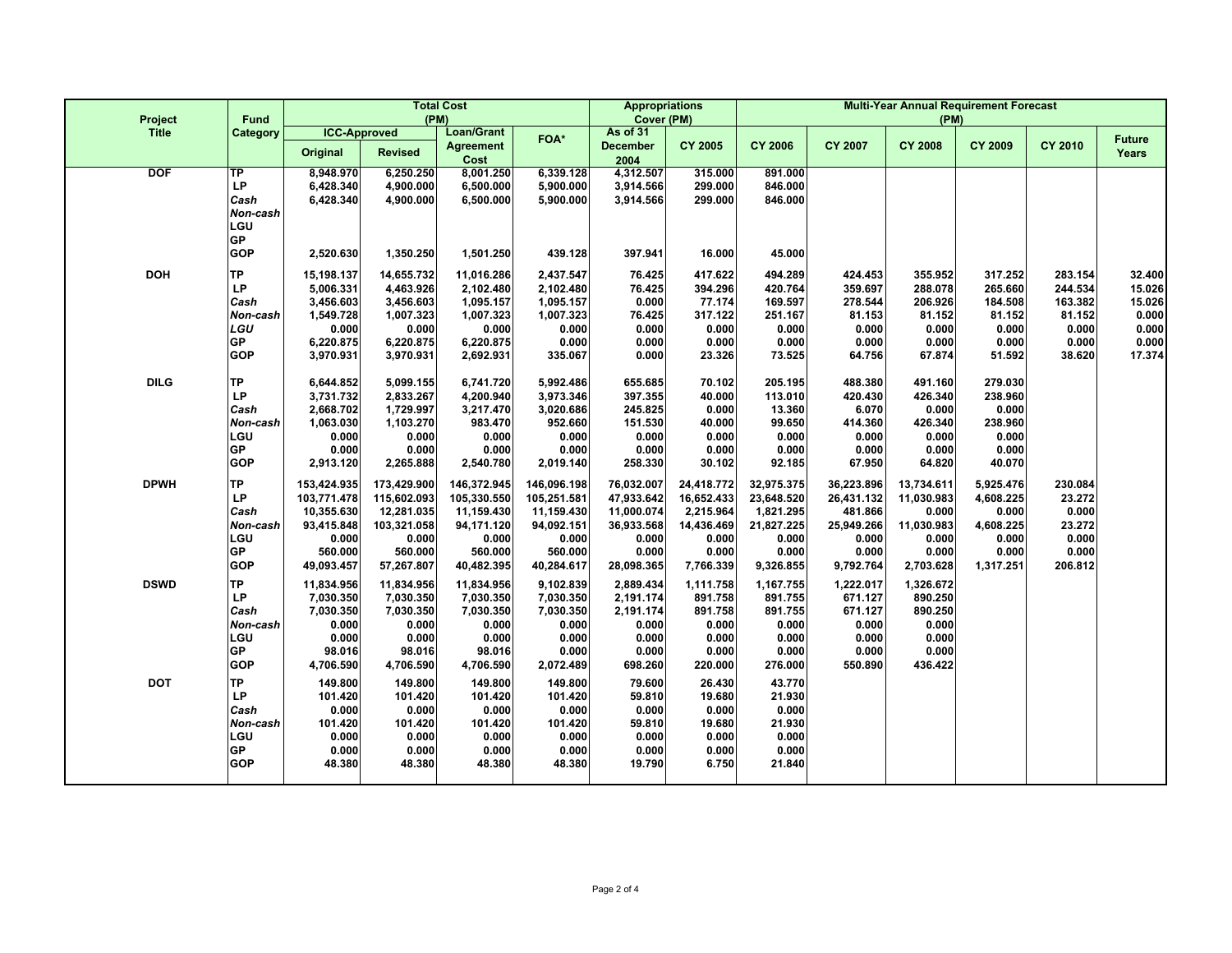| Project Title | Fund Category | Total Cost (PM) | | | | Appropriations Cover (PM) | | Multi-Year Annual Requirement Forecast (PM) | | | | | |
|---|---|---|---|---|---|---|---|---|---|---|---|---|---|
| | | ICC-Approved | | Loan/Grant Agreement Cost | FOA* | As of 31 December 2004 | CY 2005 | CY 2006 | CY 2007 | CY 2008 | CY 2009 | CY 2010 | Future Years |
| | | Original | Revised | | | | | | | | | | |
| DOF | TP | 8,948.970 | 6,250.250 | 8,001.250 | 6,339.128 | 4,312.507 | 315.000 | 891.000 | | | | | |
| | LP | 6,428.340 | 4,900.000 | 6,500.000 | 5,900.000 | 3,914.566 | 299.000 | 846.000 | | | | | |
| | *Cash* | 6,428.340 | 4,900.000 | 6,500.000 | 5,900.000 | 3,914.566 | 299.000 | 846.000 | | | | | |
| | *Non-cash* | | | | | | | | | | | | |
| | LGU | | | | | | | | | | | | |
| | GP | | | | | | | | | | | | |
| | GOP | 2,520.630 | 1,350.250 | 1,501.250 | 439.128 | 397.941 | 16.000 | 45.000 | | | | | |
| DOH | TP | 15,198.137 | 14,655.732 | 11,016.286 | 2,437.547 | 76.425 | 417.622 | 494.289 | 424.453 | 355.952 | 317.252 | 283.154 | 32.400 |
| | LP | 5,006.331 | 4,463.926 | 2,102.480 | 2,102.480 | 76.425 | 394.296 | 420.764 | 359.697 | 288.078 | 265.660 | 244.534 | 15.026 |
| | *Cash* | 3,456.603 | 3,456.603 | 1,095.157 | 1,095.157 | 0.000 | 77.174 | 169.597 | 278.544 | 206.926 | 184.508 | 163.382 | 15.026 |
| | *Non-cash* | 1,549.728 | 1,007.323 | 1,007.323 | 1,007.323 | 76.425 | 317.122 | 251.167 | 81.153 | 81.152 | 81.152 | 81.152 | 0.000 |
| | *LGU* | 0.000 | 0.000 | 0.000 | 0.000 | 0.000 | 0.000 | 0.000 | 0.000 | 0.000 | 0.000 | 0.000 | 0.000 |
| | GP | 6,220.875 | 6,220.875 | 6,220.875 | 0.000 | 0.000 | 0.000 | 0.000 | 0.000 | 0.000 | 0.000 | 0.000 | 0.000 |
| | GOP | 3,970.931 | 3,970.931 | 2,692.931 | 335.067 | 0.000 | 23.326 | 73.525 | 64.756 | 67.874 | 51.592 | 38.620 | 17.374 |
| DILG | TP | 6,644.852 | 5,099.155 | 6,741.720 | 5,992.486 | 655.685 | 70.102 | 205.195 | 488.380 | 491.160 | 279.030 | | |
| | LP | 3,731.732 | 2,833.267 | 4,200.940 | 3,973.346 | 397.355 | 40.000 | 113.010 | 420.430 | 426.340 | 238.960 | | |
| | *Cash* | 2,668.702 | 1,729.997 | 3,217.470 | 3,020.686 | 245.825 | 0.000 | 13.360 | 6.070 | 0.000 | 0.000 | | |
| | *Non-cash* | 1,063.030 | 1,103.270 | 983.470 | 952.660 | 151.530 | 40.000 | 99.650 | 414.360 | 426.340 | 238.960 | | |
| | LGU | 0.000 | 0.000 | 0.000 | 0.000 | 0.000 | 0.000 | 0.000 | 0.000 | 0.000 | 0.000 | | |
| | GP | 0.000 | 0.000 | 0.000 | 0.000 | 0.000 | 0.000 | 0.000 | 0.000 | 0.000 | 0.000 | | |
| | GOP | 2,913.120 | 2,265.888 | 2,540.780 | 2,019.140 | 258.330 | 30.102 | 92.185 | 67.950 | 64.820 | 40.070 | | |
| DPWH | TP | 153,424.935 | 173,429.900 | 146,372.945 | 146,096.198 | 76,032.007 | 24,418.772 | 32,975.375 | 36,223.896 | 13,734.611 | 5,925.476 | 230.084 | |
| | LP | 103,771.478 | 115,602.093 | 105,330.550 | 105,251.581 | 47,933.642 | 16,652.433 | 23,648.520 | 26,431.132 | 11,030.983 | 4,608.225 | 23.272 | |
| | *Cash* | 10,355.630 | 12,281.035 | 11,159.430 | 11,159.430 | 11,000.074 | 2,215.964 | 1,821.295 | 481.866 | 0.000 | 0.000 | 0.000 | |
| | *Non-cash* | 93,415.848 | 103,321.058 | 94,171.120 | 94,092.151 | 36,933.568 | 14,436.469 | 21,827.225 | 25,949.266 | 11,030.983 | 4,608.225 | 23.272 | |
| | LGU | 0.000 | 0.000 | 0.000 | 0.000 | 0.000 | 0.000 | 0.000 | 0.000 | 0.000 | 0.000 | 0.000 | |
| | GP | 560.000 | 560.000 | 560.000 | 560.000 | 0.000 | 0.000 | 0.000 | 0.000 | 0.000 | 0.000 | 0.000 | |
| | GOP | 49,093.457 | 57,267.807 | 40,482.395 | 40,284.617 | 28,098.365 | 7,766.339 | 9,326.855 | 9,792.764 | 2,703.628 | 1,317.251 | 206.812 | |
| DSWD | TP | 11,834.956 | 11,834.956 | 11,834.956 | 9,102.839 | 2,889.434 | 1,111.758 | 1,167.755 | 1,222.017 | 1,326.672 | | | |
| | LP | 7,030.350 | 7,030.350 | 7,030.350 | 7,030.350 | 2,191.174 | 891.758 | 891.755 | 671.127 | 890.250 | | | |
| | *Cash* | 7,030.350 | 7,030.350 | 7,030.350 | 7,030.350 | 2,191.174 | 891.758 | 891.755 | 671.127 | 890.250 | | | |
| | *Non-cash* | 0.000 | 0.000 | 0.000 | 0.000 | 0.000 | 0.000 | 0.000 | 0.000 | 0.000 | | | |
| | LGU | 0.000 | 0.000 | 0.000 | 0.000 | 0.000 | 0.000 | 0.000 | 0.000 | 0.000 | | | |
| | GP | 98.016 | 98.016 | 98.016 | 0.000 | 0.000 | 0.000 | 0.000 | 0.000 | 0.000 | | | |
| | GOP | 4,706.590 | 4,706.590 | 4,706.590 | 2,072.489 | 698.260 | 220.000 | 276.000 | 550.890 | 436.422 | | | |
| DOT | TP | 149.800 | 149.800 | 149.800 | 149.800 | 79.600 | 26.430 | 43.770 | | | | | |
| | LP | 101.420 | 101.420 | 101.420 | 101.420 | 59.810 | 19.680 | 21.930 | | | | | |
| | *Cash* | 0.000 | 0.000 | 0.000 | 0.000 | 0.000 | 0.000 | 0.000 | | | | | |
| | *Non-cash* | 101.420 | 101.420 | 101.420 | 101.420 | 59.810 | 19.680 | 21.930 | | | | | |
| | LGU | 0.000 | 0.000 | 0.000 | 0.000 | 0.000 | 0.000 | 0.000 | | | | | |
| | GP | 0.000 | 0.000 | 0.000 | 0.000 | 0.000 | 0.000 | 0.000 | | | | | |
| | GOP | 48.380 | 48.380 | 48.380 | 48.380 | 19.790 | 6.750 | 21.840 | | | | | |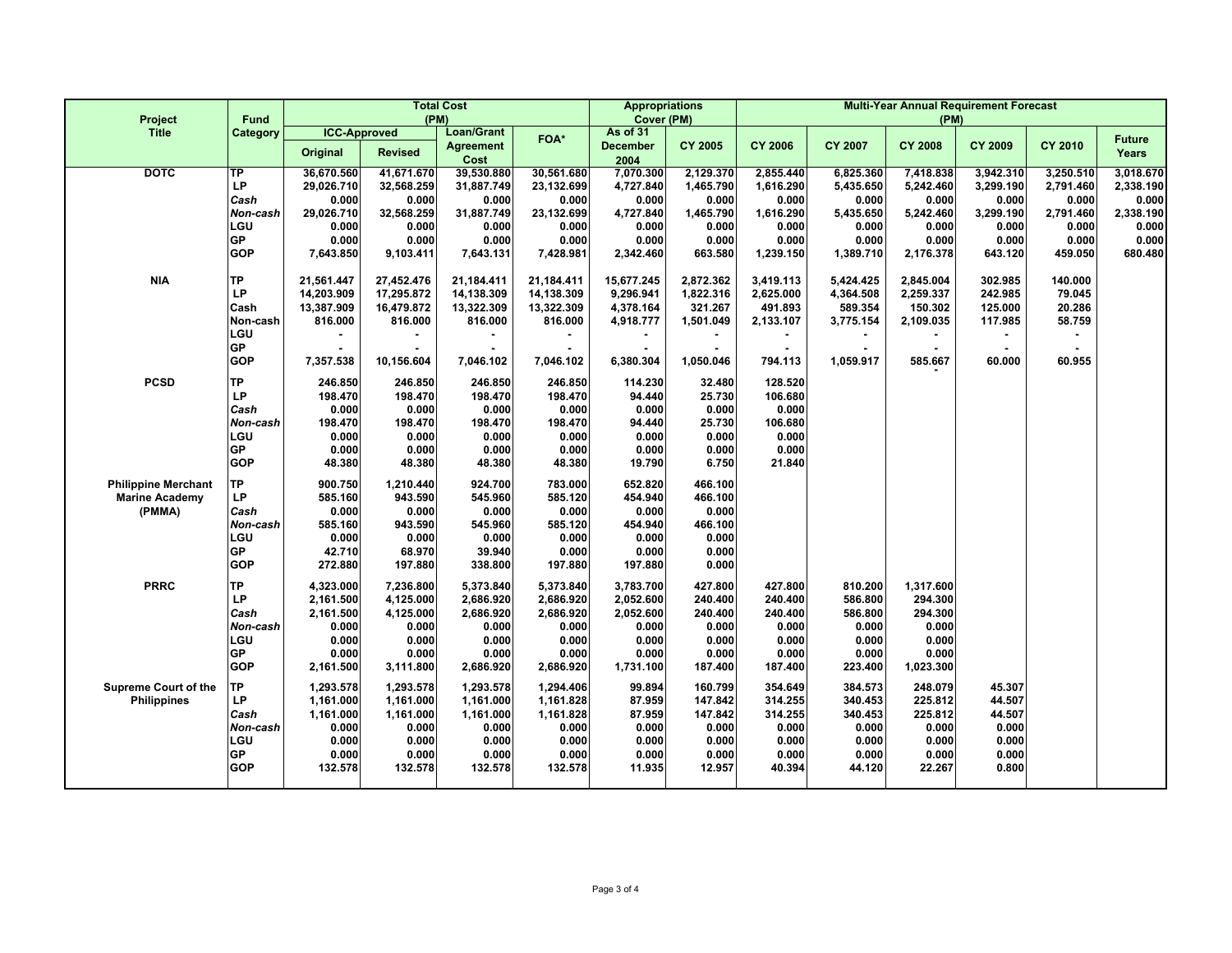| Project Title | Fund Category | Total Cost (PM) | | | | Appropriations Cover (PM) | | Multi-Year Annual Requirement Forecast (PM) | | | | | |
|---|---|---|---|---|---|---|---|---|---|---|---|---|---|
| | | ICC-Approved | | Loan/Grant Agreement Cost | FOA* | As of 31 December 2004 | CY 2005 | CY 2006 | CY 2007 | CY 2008 | CY 2009 | CY 2010 | Future Years |
| | | Original | Revised | | | | | | | | | | |
| **DOTC** | **TP** | 36,670.560 | 41,671.670 | 39,530.880 | 30,561.680 | 7,070.300 | 2,129.370 | 2,855.440 | 6,825.360 | 7,418.838 | 3,942.310 | 3,250.510 | 3,018.670 |
| | **LP** | 29,026.710 | 32,568.259 | 31,887.749 | 23,132.699 | 4,727.840 | 1,465.790 | 1,616.290 | 5,435.650 | 5,242.460 | 3,299.190 | 2,791.460 | 2,338.190 |
| | *Cash* | 0.000 | 0.000 | 0.000 | 0.000 | 0.000 | 0.000 | 0.000 | 0.000 | 0.000 | 0.000 | 0.000 | 0.000 |
| | *Non-cash* | 29,026.710 | 32,568.259 | 31,887.749 | 23,132.699 | 4,727.840 | 1,465.790 | 1,616.290 | 5,435.650 | 5,242.460 | 3,299.190 | 2,791.460 | 2,338.190 |
| | **LGU** | 0.000 | 0.000 | 0.000 | 0.000 | 0.000 | 0.000 | 0.000 | 0.000 | 0.000 | 0.000 | 0.000 | 0.000 |
| | **GP** | 0.000 | 0.000 | 0.000 | 0.000 | 0.000 | 0.000 | 0.000 | 0.000 | 0.000 | 0.000 | 0.000 | 0.000 |
| | **GOP** | 7,643.850 | 9,103.411 | 7,643.131 | 7,428.981 | 2,342.460 | 663.580 | 1,239.150 | 1,389.710 | 2,176.378 | 643.120 | 459.050 | 680.480 |
| **NIA** | **TP** | 21,561.447 | 27,452.476 | 21,184.411 | 21,184.411 | 15,677.245 | 2,872.362 | 3,419.113 | 5,424.425 | 2,845.004 | 302.985 | 140.000 | |
| | **LP** | 14,203.909 | 17,295.872 | 14,138.309 | 14,138.309 | 9,296.941 | 1,822.316 | 2,625.000 | 4,364.508 | 2,259.337 | 242.985 | 79.045 | |
| | Cash | 13,387.909 | 16,479.872 | 13,322.309 | 13,322.309 | 4,378.164 | 321.267 | 491.893 | 589.354 | 150.302 | 125.000 | 20.286 | |
| | Non-cash | 816.000 | 816.000 | 816.000 | 816.000 | 4,918.777 | 1,501.049 | 2,133.107 | 3,775.154 | 2,109.035 | 117.985 | 58.759 | |
| | **LGU** | - | - | - | - | - | - | - | - | - | - | - | |
| | **GP** | - | - | - | - | - | - | - | - | - | - | - | |
| | **GOP** | 7,357.538 | 10,156.604 | 7,046.102 | 7,046.102 | 6,380.304 | 1,050.046 | 794.113 | 1,059.917 | 585.667 | 60.000 | 60.955 | |
| **PCSD** | **TP** | 246.850 | 246.850 | 246.850 | 246.850 | 114.230 | 32.480 | 128.520 | | | | | |
| | **LP** | 198.470 | 198.470 | 198.470 | 198.470 | 94.440 | 25.730 | 106.680 | | | | | |
| | *Cash* | 0.000 | 0.000 | 0.000 | 0.000 | 0.000 | 0.000 | 0.000 | | | | | |
| | *Non-cash* | 198.470 | 198.470 | 198.470 | 198.470 | 94.440 | 25.730 | 106.680 | | | | | |
| | **LGU** | 0.000 | 0.000 | 0.000 | 0.000 | 0.000 | 0.000 | 0.000 | | | | | |
| | **GP** | 0.000 | 0.000 | 0.000 | 0.000 | 0.000 | 0.000 | 0.000 | | | | | |
| | **GOP** | 48.380 | 48.380 | 48.380 | 48.380 | 19.790 | 6.750 | 21.840 | | | | | |
| **Philippine Merchant Marine Academy (PMMA)** | **TP** | 900.750 | 1,210.440 | 924.700 | 783.000 | 652.820 | 466.100 | | | | | | |
| | **LP** | 585.160 | 943.590 | 545.960 | 585.120 | 454.940 | 466.100 | | | | | | |
| | *Cash* | 0.000 | 0.000 | 0.000 | 0.000 | 0.000 | 0.000 | | | | | | |
| | *Non-cash* | 585.160 | 943.590 | 545.960 | 585.120 | 454.940 | 466.100 | | | | | | |
| | **LGU** | 0.000 | 0.000 | 0.000 | 0.000 | 0.000 | 0.000 | | | | | | |
| | **GP** | 42.710 | 68.970 | 39.940 | 0.000 | 0.000 | 0.000 | | | | | | |
| | **GOP** | 272.880 | 197.880 | 338.800 | 197.880 | 197.880 | 0.000 | | | | | | |
| **PRRC** | **TP** | 4,323.000 | 7,236.800 | 5,373.840 | 5,373.840 | 3,783.700 | 427.800 | 427.800 | 810.200 | 1,317.600 | | | |
| | **LP** | 2,161.500 | 4,125.000 | 2,686.920 | 2,686.920 | 2,052.600 | 240.400 | 240.400 | 586.800 | 294.300 | | | |
| | *Cash* | 2,161.500 | 4,125.000 | 2,686.920 | 2,686.920 | 2,052.600 | 240.400 | 240.400 | 586.800 | 294.300 | | | |
| | *Non-cash* | 0.000 | 0.000 | 0.000 | 0.000 | 0.000 | 0.000 | 0.000 | 0.000 | 0.000 | | | |
| | **LGU** | 0.000 | 0.000 | 0.000 | 0.000 | 0.000 | 0.000 | 0.000 | 0.000 | 0.000 | | | |
| | **GP** | 0.000 | 0.000 | 0.000 | 0.000 | 0.000 | 0.000 | 0.000 | 0.000 | 0.000 | | | |
| | **GOP** | 2,161.500 | 3,111.800 | 2,686.920 | 2,686.920 | 1,731.100 | 187.400 | 187.400 | 223.400 | 1,023.300 | | | |
| **Supreme Court of the Philippines** | **TP** | 1,293.578 | 1,293.578 | 1,293.578 | 1,294.406 | 99.894 | 160.799 | 354.649 | 384.573 | 248.079 | 45.307 | | |
| | **LP** | 1,161.000 | 1,161.000 | 1,161.000 | 1,161.828 | 87.959 | 147.842 | 314.255 | 340.453 | 225.812 | 44.507 | | |
| | *Cash* | 1,161.000 | 1,161.000 | 1,161.000 | 1,161.828 | 87.959 | 147.842 | 314.255 | 340.453 | 225.812 | 44.507 | | |
| | *Non-cash* | 0.000 | 0.000 | 0.000 | 0.000 | 0.000 | 0.000 | 0.000 | 0.000 | 0.000 | 0.000 | | |
| | **LGU** | 0.000 | 0.000 | 0.000 | 0.000 | 0.000 | 0.000 | 0.000 | 0.000 | 0.000 | 0.000 | | |
| | **GP** | 0.000 | 0.000 | 0.000 | 0.000 | 0.000 | 0.000 | 0.000 | 0.000 | 0.000 | 0.000 | | |
| | **GOP** | 132.578 | 132.578 | 132.578 | 132.578 | 11.935 | 12.957 | 40.394 | 44.120 | 22.267 | 0.800 | | |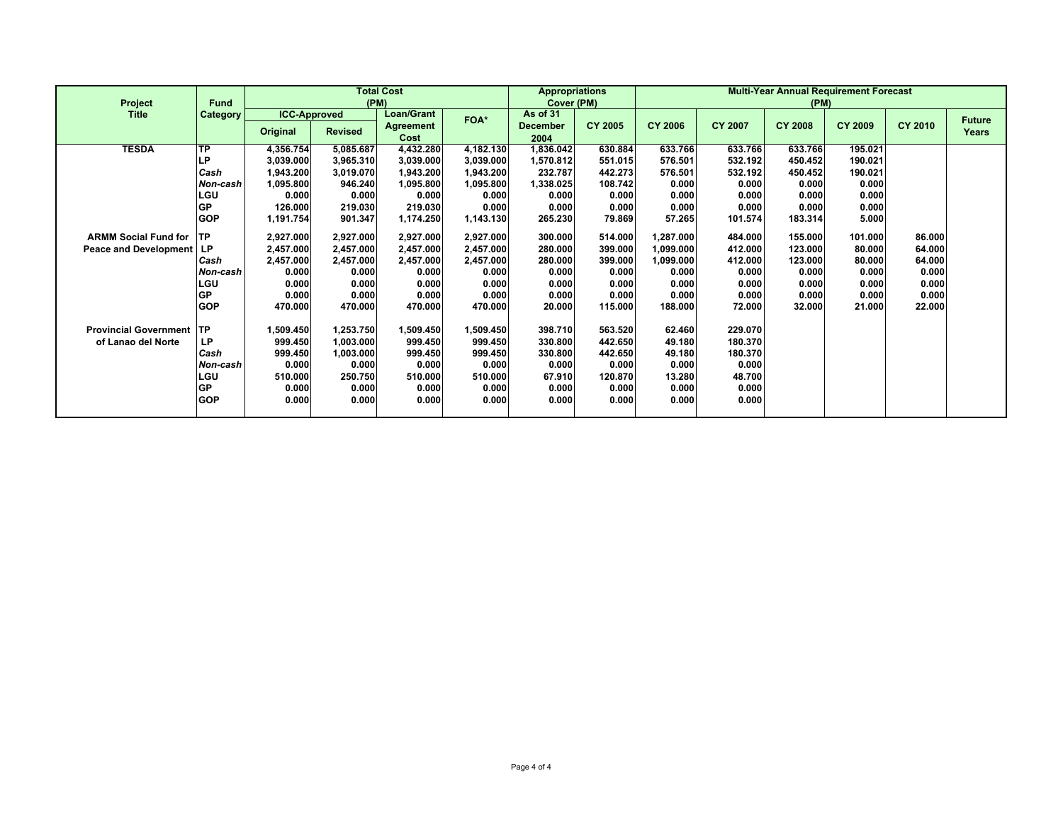| Project Title | Fund Category | Total Cost (PM) | | | | Appropriations Cover (PM) | | Multi-Year Annual Requirement Forecast (PM) | | | | | |
|---|---|---|---|---|---|---|---|---|---|---|---|---|---|
| | | ICC-Approved | | Loan/Grant Agreement Cost | FOA* | As of 31 December 2004 | CY 2005 | CY 2006 | CY 2007 | CY 2008 | CY 2009 | CY 2010 | Future Years |
| | | Original | Revised | | | | | | | | | | |
| **TESDA** | TP | 4,356.754 | 5,085.687 | 4,432.280 | 4,182.130 | 1,836.042 | 630.884 | 633.766 | 633.766 | 633.766 | 195.021 | | |
| | LP | 3,039.000 | 3,965.310 | 3,039.000 | 3,039.000 | 1,570.812 | 551.015 | 576.501 | 532.192 | 450.452 | 190.021 | | |
| | *Cash* | 1,943.200 | 3,019.070 | 1,943.200 | 1,943.200 | 232.787 | 442.273 | 576.501 | 532.192 | 450.452 | 190.021 | | |
| | *Non-cash* | 1,095.800 | 946.240 | 1,095.800 | 1,095.800 | 1,338.025 | 108.742 | 0.000 | 0.000 | 0.000 | 0.000 | | |
| | LGU | 0.000 | 0.000 | 0.000 | 0.000 | 0.000 | 0.000 | 0.000 | 0.000 | 0.000 | 0.000 | | |
| | GP | 126.000 | 219.030 | 219.030 | 0.000 | 0.000 | 0.000 | 0.000 | 0.000 | 0.000 | 0.000 | | |
| | GOP | 1,191.754 | 901.347 | 1,174.250 | 1,143.130 | 265.230 | 79.869 | 57.265 | 101.574 | 183.314 | 5.000 | | |
| **ARMM Social Fund for Peace and Development** | TP | 2,927.000 | 2,927.000 | 2,927.000 | 2,927.000 | 300.000 | 514.000 | 1,287.000 | 484.000 | 155.000 | 101.000 | 86.000 | |
| | LP | 2,457.000 | 2,457.000 | 2,457.000 | 2,457.000 | 280.000 | 399.000 | 1,099.000 | 412.000 | 123.000 | 80.000 | 64.000 | |
| | *Cash* | 2,457.000 | 2,457.000 | 2,457.000 | 2,457.000 | 280.000 | 399.000 | 1,099.000 | 412.000 | 123.000 | 80.000 | 64.000 | |
| | *Non-cash* | 0.000 | 0.000 | 0.000 | 0.000 | 0.000 | 0.000 | 0.000 | 0.000 | 0.000 | 0.000 | 0.000 | |
| | LGU | 0.000 | 0.000 | 0.000 | 0.000 | 0.000 | 0.000 | 0.000 | 0.000 | 0.000 | 0.000 | 0.000 | |
| | GP | 0.000 | 0.000 | 0.000 | 0.000 | 0.000 | 0.000 | 0.000 | 0.000 | 0.000 | 0.000 | 0.000 | |
| | GOP | 470.000 | 470.000 | 470.000 | 470.000 | 20.000 | 115.000 | 188.000 | 72.000 | 32.000 | 21.000 | 22.000 | |
| **Provincial Government of Lanao del Norte** | TP | 1,509.450 | 1,253.750 | 1,509.450 | 1,509.450 | 398.710 | 563.520 | 62.460 | 229.070 | | | | |
| | LP | 999.450 | 1,003.000 | 999.450 | 999.450 | 330.800 | 442.650 | 49.180 | 180.370 | | | | |
| | *Cash* | 999.450 | 1,003.000 | 999.450 | 999.450 | 330.800 | 442.650 | 49.180 | 180.370 | | | | |
| | *Non-cash* | 0.000 | 0.000 | 0.000 | 0.000 | 0.000 | 0.000 | 0.000 | 0.000 | | | | |
| | LGU | 510.000 | 250.750 | 510.000 | 510.000 | 67.910 | 120.870 | 13.280 | 48.700 | | | | |
| | GP | 0.000 | 0.000 | 0.000 | 0.000 | 0.000 | 0.000 | 0.000 | 0.000 | | | | |
| | GOP | 0.000 | 0.000 | 0.000 | 0.000 | 0.000 | 0.000 | 0.000 | 0.000 | | | | |